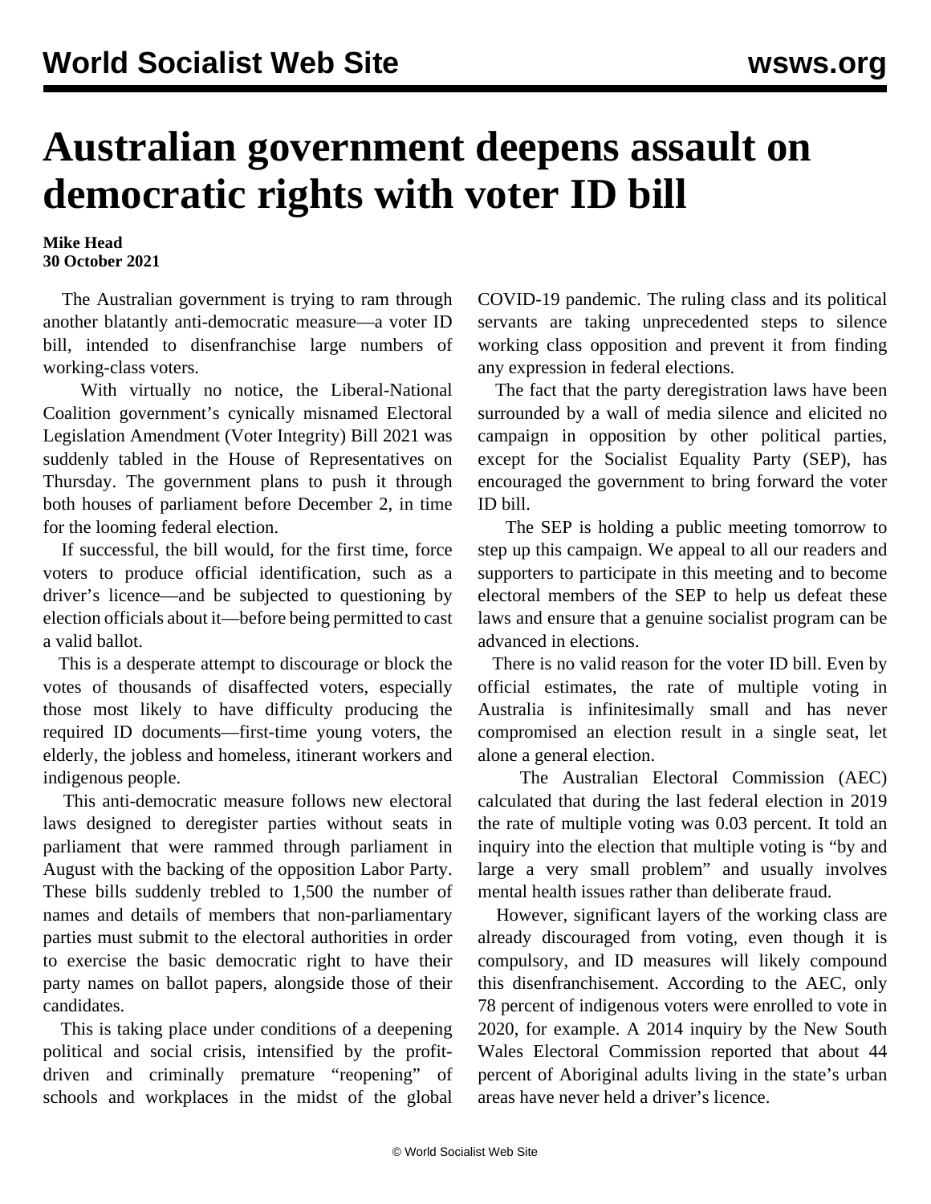# Australian government deepens assault on democratic rights with voter ID bill

**Mike Head**
**30 October 2021**

The Australian government is trying to ram through another blatantly anti-democratic measure—a voter ID bill, intended to disenfranchise large numbers of working-class voters.

With virtually no notice, the Liberal-National Coalition government's cynically misnamed Electoral Legislation Amendment (Voter Integrity) Bill 2021 was suddenly tabled in the House of Representatives on Thursday. The government plans to push it through both houses of parliament before December 2, in time for the looming federal election.

If successful, the bill would, for the first time, force voters to produce official identification, such as a driver's licence—and be subjected to questioning by election officials about it—before being permitted to cast a valid ballot.

This is a desperate attempt to discourage or block the votes of thousands of disaffected voters, especially those most likely to have difficulty producing the required ID documents—first-time young voters, the elderly, the jobless and homeless, itinerant workers and indigenous people.

This anti-democratic measure follows new electoral laws designed to deregister parties without seats in parliament that were rammed through parliament in August with the backing of the opposition Labor Party. These bills suddenly trebled to 1,500 the number of names and details of members that non-parliamentary parties must submit to the electoral authorities in order to exercise the basic democratic right to have their party names on ballot papers, alongside those of their candidates.

This is taking place under conditions of a deepening political and social crisis, intensified by the profit-driven and criminally premature "reopening" of schools and workplaces in the midst of the global COVID-19 pandemic. The ruling class and its political servants are taking unprecedented steps to silence working class opposition and prevent it from finding any expression in federal elections.

The fact that the party deregistration laws have been surrounded by a wall of media silence and elicited no campaign in opposition by other political parties, except for the Socialist Equality Party (SEP), has encouraged the government to bring forward the voter ID bill.

The SEP is holding a public meeting tomorrow to step up this campaign. We appeal to all our readers and supporters to participate in this meeting and to become electoral members of the SEP to help us defeat these laws and ensure that a genuine socialist program can be advanced in elections.

There is no valid reason for the voter ID bill. Even by official estimates, the rate of multiple voting in Australia is infinitesimally small and has never compromised an election result in a single seat, let alone a general election.

The Australian Electoral Commission (AEC) calculated that during the last federal election in 2019 the rate of multiple voting was 0.03 percent. It told an inquiry into the election that multiple voting is "by and large a very small problem" and usually involves mental health issues rather than deliberate fraud.

However, significant layers of the working class are already discouraged from voting, even though it is compulsory, and ID measures will likely compound this disenfranchisement. According to the AEC, only 78 percent of indigenous voters were enrolled to vote in 2020, for example. A 2014 inquiry by the New South Wales Electoral Commission reported that about 44 percent of Aboriginal adults living in the state's urban areas have never held a driver's licence.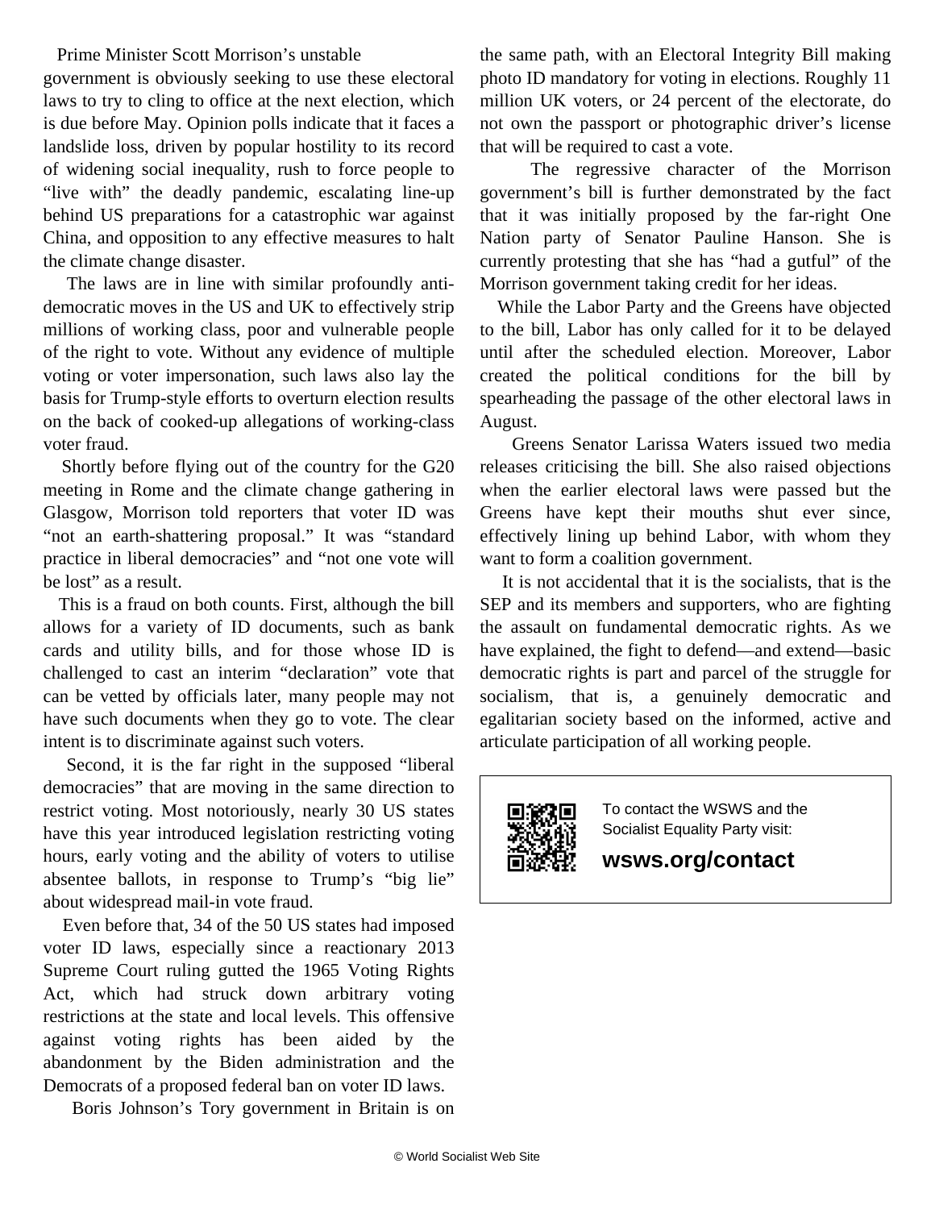Prime Minister Scott Morrison's unstable government is obviously seeking to use these electoral laws to try to cling to office at the next election, which is due before May. Opinion polls indicate that it faces a landslide loss, driven by popular hostility to its record of widening social inequality, rush to force people to "live with" the deadly pandemic, escalating line-up behind US preparations for a catastrophic war against China, and opposition to any effective measures to halt the climate change disaster.

The laws are in line with similar profoundly anti-democratic moves in the US and UK to effectively strip millions of working class, poor and vulnerable people of the right to vote. Without any evidence of multiple voting or voter impersonation, such laws also lay the basis for Trump-style efforts to overturn election results on the back of cooked-up allegations of working-class voter fraud.

Shortly before flying out of the country for the G20 meeting in Rome and the climate change gathering in Glasgow, Morrison told reporters that voter ID was "not an earth-shattering proposal." It was "standard practice in liberal democracies" and "not one vote will be lost" as a result.

This is a fraud on both counts. First, although the bill allows for a variety of ID documents, such as bank cards and utility bills, and for those whose ID is challenged to cast an interim "declaration" vote that can be vetted by officials later, many people may not have such documents when they go to vote. The clear intent is to discriminate against such voters.

Second, it is the far right in the supposed "liberal democracies" that are moving in the same direction to restrict voting. Most notoriously, nearly 30 US states have this year introduced legislation restricting voting hours, early voting and the ability of voters to utilise absentee ballots, in response to Trump's "big lie" about widespread mail-in vote fraud.

Even before that, 34 of the 50 US states had imposed voter ID laws, especially since a reactionary 2013 Supreme Court ruling gutted the 1965 Voting Rights Act, which had struck down arbitrary voting restrictions at the state and local levels. This offensive against voting rights has been aided by the abandonment by the Biden administration and the Democrats of a proposed federal ban on voter ID laws.

Boris Johnson's Tory government in Britain is on the same path, with an Electoral Integrity Bill making photo ID mandatory for voting in elections. Roughly 11 million UK voters, or 24 percent of the electorate, do not own the passport or photographic driver's license that will be required to cast a vote.

The regressive character of the Morrison government's bill is further demonstrated by the fact that it was initially proposed by the far-right One Nation party of Senator Pauline Hanson. She is currently protesting that she has "had a gutful" of the Morrison government taking credit for her ideas.

While the Labor Party and the Greens have objected to the bill, Labor has only called for it to be delayed until after the scheduled election. Moreover, Labor created the political conditions for the bill by spearheading the passage of the other electoral laws in August.

Greens Senator Larissa Waters issued two media releases criticising the bill. She also raised objections when the earlier electoral laws were passed but the Greens have kept their mouths shut ever since, effectively lining up behind Labor, with whom they want to form a coalition government.

It is not accidental that it is the socialists, that is the SEP and its members and supporters, who are fighting the assault on fundamental democratic rights. As we have explained, the fight to defend—and extend—basic democratic rights is part and parcel of the struggle for socialism, that is, a genuinely democratic and egalitarian society based on the informed, active and articulate participation of all working people.

To contact the WSWS and the Socialist Equality Party visit:

**wsws.org/contact**